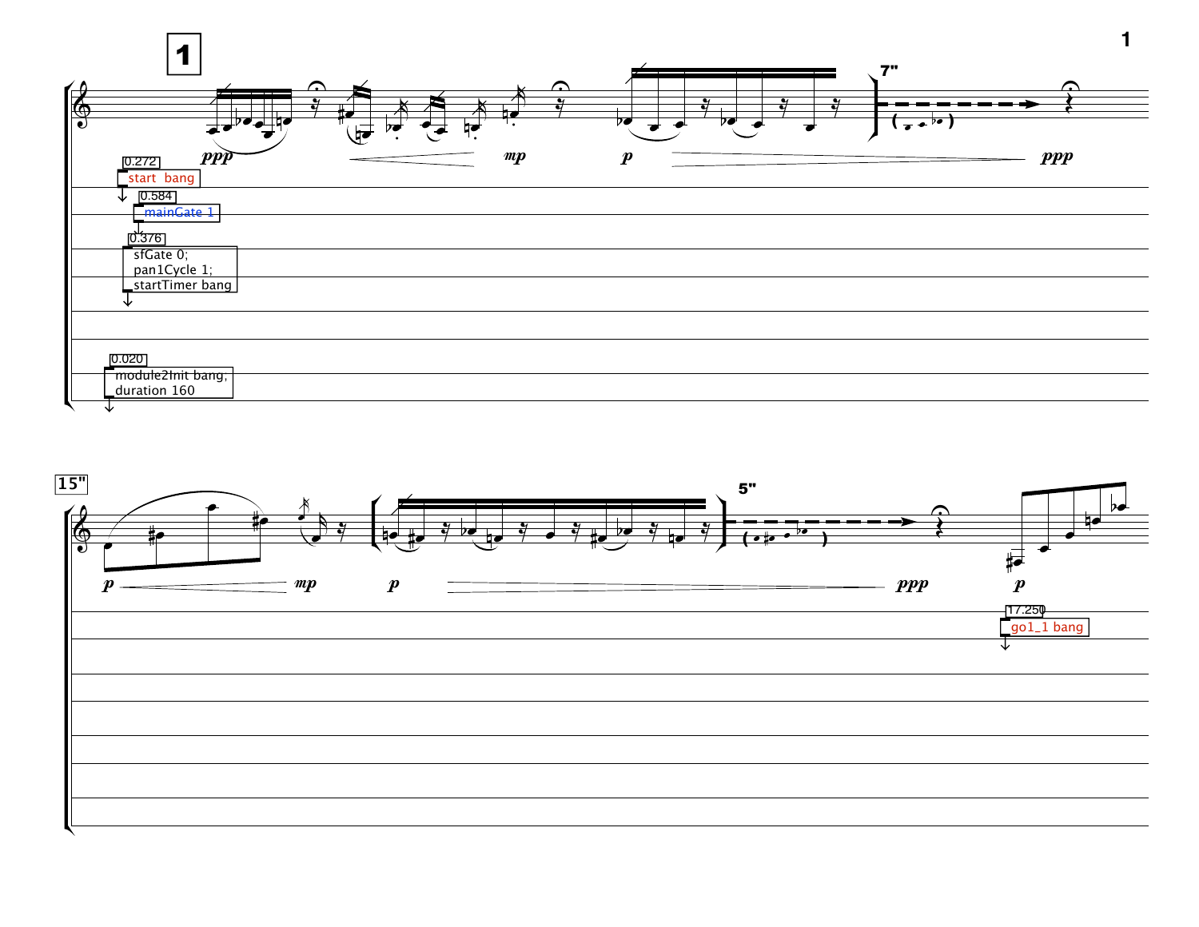**1**

ppp — mp — p — ppp

7"

0.272
start bang

0.584
mainGate 1

0.376
sfGate 0;
pan1Cycle 1;
startTimer bang

0.020
module2Init bang;
duration 160

**15"**

p — mp — p — ppp — p

5"

17.250
go1_1 bang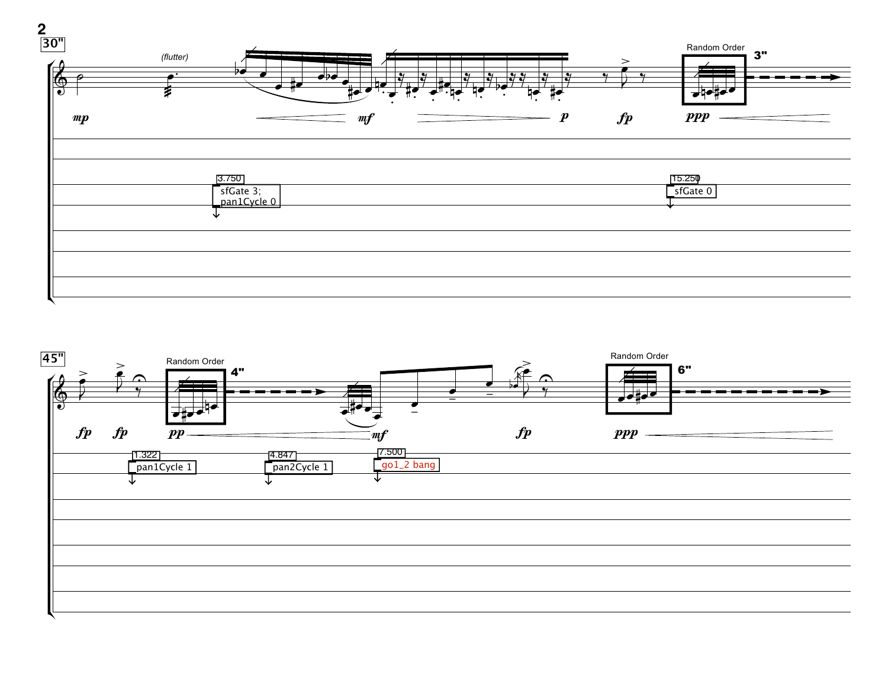30"

(flutter)

Random Order

3"

*mp* *mf* *p* *fp* *ppp*

3.750
sfGate 3;
pan1Cycle 0

15.250
sfGate 0

45"

Random Order

4"

Random Order

6"

*fp* *fp* *pp* *mf* *fp* *ppp*

1.322
pan1Cycle 1

4.847
pan2Cycle 1

7.500
go1_2 bang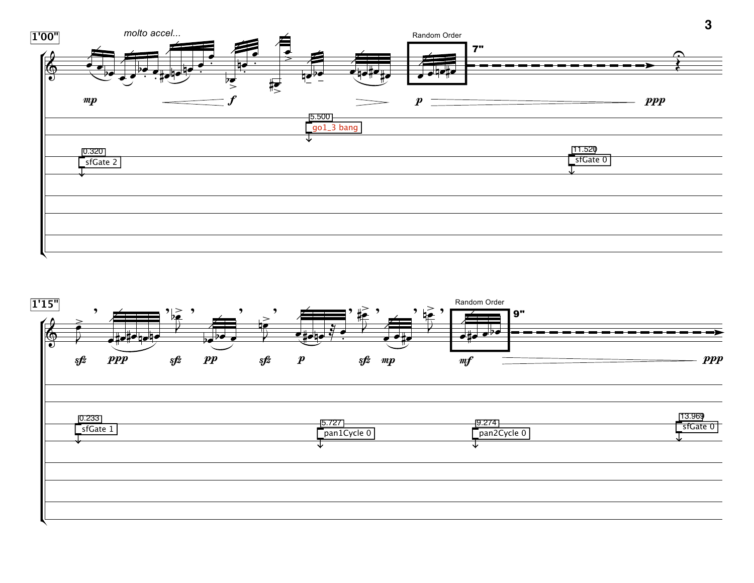1'00"

*molto accel...*

Random Order

7"

*mp* *f* *p* *ppp*

5.500 go1_3 bang

0.320 sfGate 2

11.520 sfGate 0

1'15"

Random Order

9"

*sfz* *ppp* *sfz* *pp* *sfz* *p* *sfz* *mp* *mf* *ppp*

0.233 sfGate 1

5.727 pan1Cycle 0

9.274 pan2Cycle 0

13.969 sfGate 0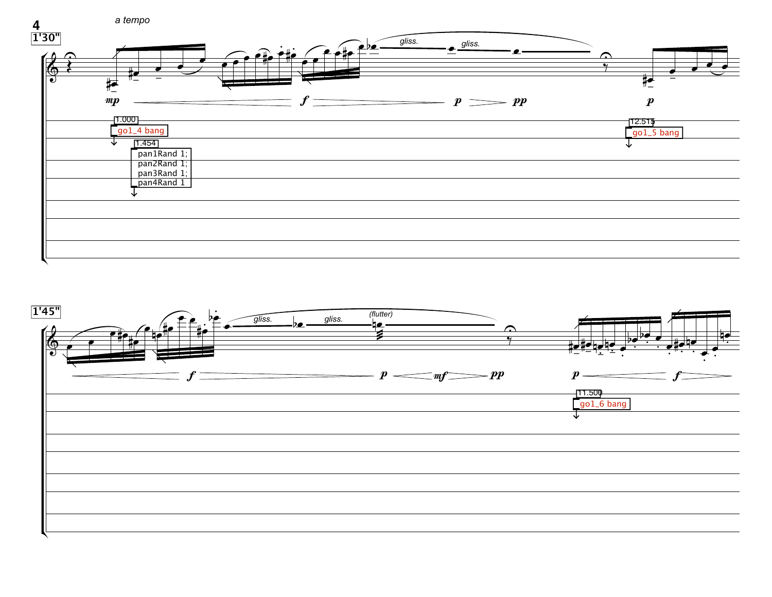1'30"

*a tempo*

*gliss.* *gliss.*

**mp** **f** **p** **pp** **p**

1.000
go1_4 bang

1.454
pan1Rand 1;
pan2Rand 1;
pan3Rand 1;
pan4Rand 1

12.515
go1_5 bang

1'45"

*gliss.* *gliss.* *(flutter)*

**f** **p** **mf** **pp** **p** **f**

11.500
go1_6 bang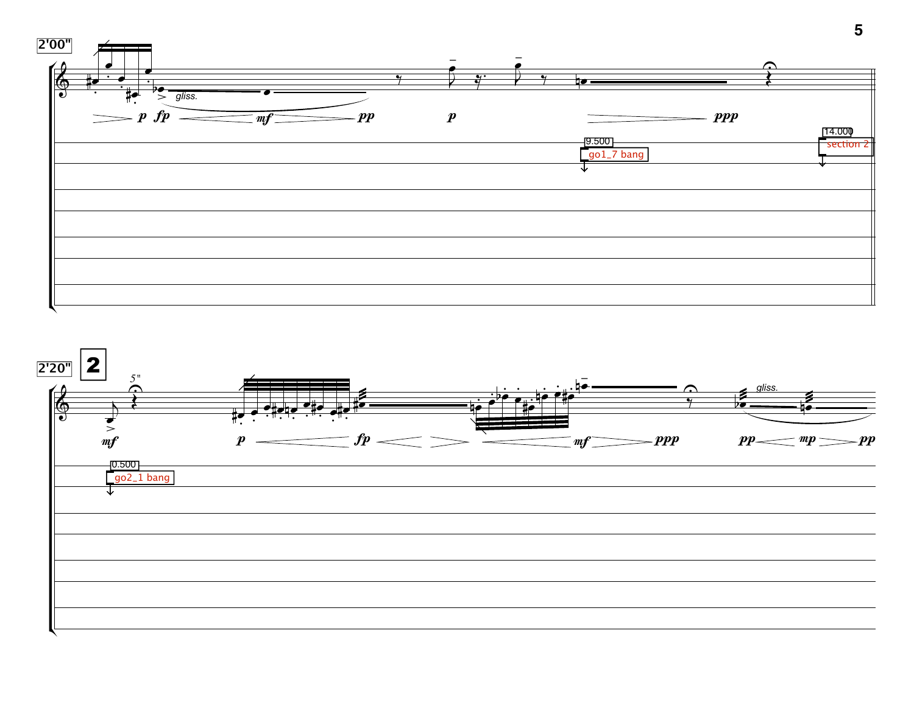2'00"

2'20"

**2**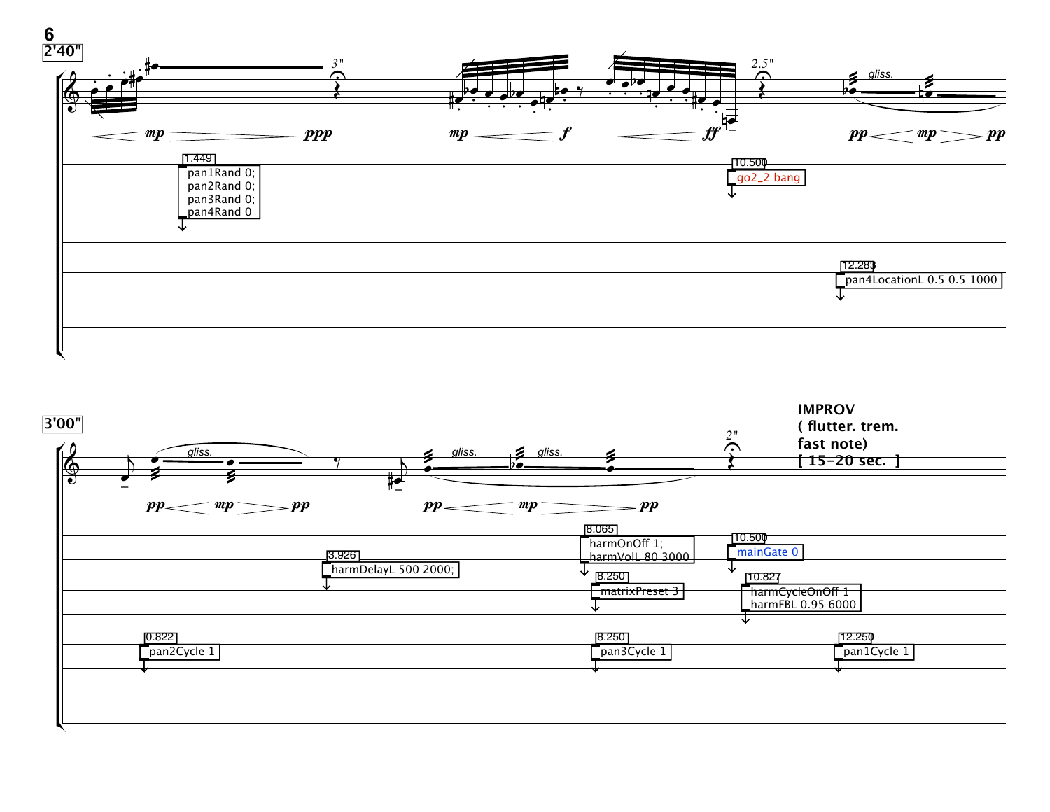2'40"

*3"*

*2.5"*

*gliss.*

*mp* *ppp*

*mp* *f* *ff*

*pp* *mp* *pp*

1.449
pan1Rand 0;
pan2Rand 0;
pan3Rand 0;
pan4Rand 0

10.500
go2_2 bang

12.283
pan4LocationL 0.5 0.5 1000

3'00"

**IMPROV**
**( flutter. trem.**
**fast note)**
**[ 15-20 sec. ]**

*gliss.* *gliss.* *gliss.*

*2"*

*pp* *mp* *pp*

*pp* *mp* *pp*

8.065
harmOnOff 1;
harmVolL 80 3000

10.500
mainGate 0

3.926
harmDelayL 500 2000;

8.250
matrixPreset 3

10.827
harmCycleOnOff 1
harmFBL 0.95 6000

0.822
pan2Cycle 1

8.250
pan3Cycle 1

12.250
pan1Cycle 1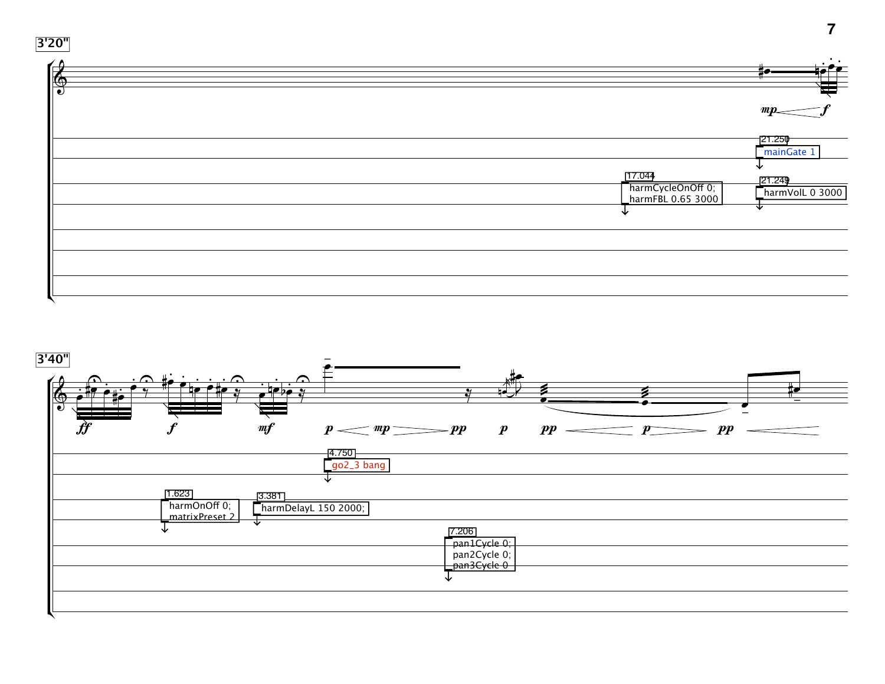3'20"

*mp* *f*

21.250
mainGate 1

17.044
harmCycleOnOff 0;
harmFBL 0.65 3000

21.249
harmVolL 0 3000

3'40"

*ff* *f* *mf* *p* *mp* *pp* *p* *pp* *p* *pp*

4.750
go2_3 bang

1.623
harmOnOff 0;
matrixPreset 2

3.381
harmDelayL 150 2000;

7.206
pan1Cycle 0;
pan2Cycle 0;
pan3Cycle 0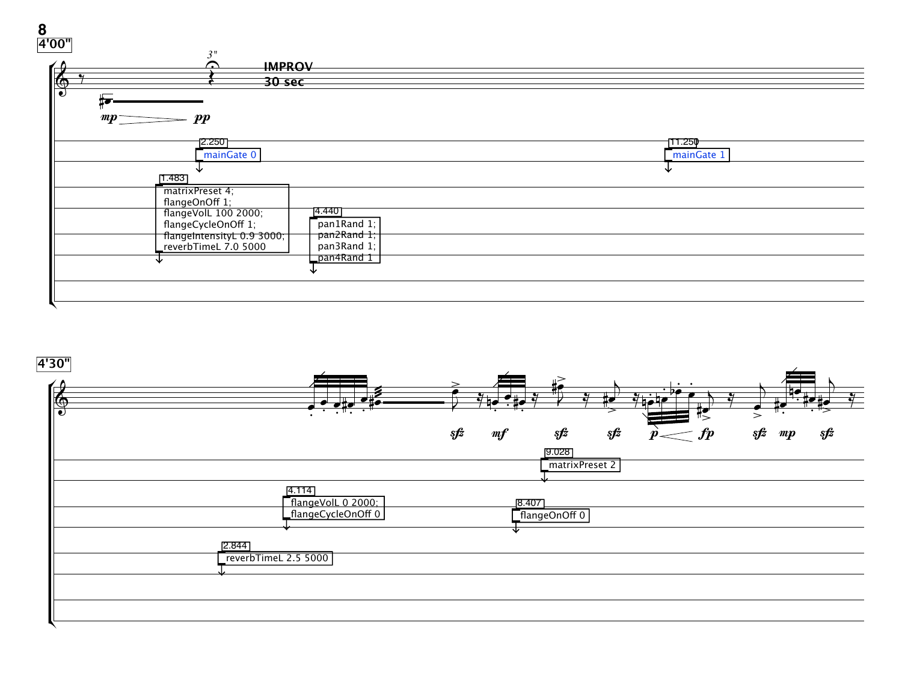**4'00"**

3"

**IMPROV**
**30 sec**

*mp* *pp*

2.250
mainGate 0

11.250
mainGate 1

1.483
matrixPreset 4;
flangeOnOff 1;
flangeVolL 100 2000;
flangeCycleOnOff 1;
flangeIntensityL 0.9 3000;
reverbTimeL 7.0 5000

4.440
pan1Rand 1;
pan2Rand 1;
pan3Rand 1;
pan4Rand 1

**4'30"**

*sfz* *mf* *sfz* *sfz* *p* *fp* *sfz* *mp* *sfz*

9.028
matrixPreset 2

4.114
flangeVolL 0 2000;
flangeCycleOnOff 0

8.407
flangeOnOff 0

2.844
reverbTimeL 2.5 5000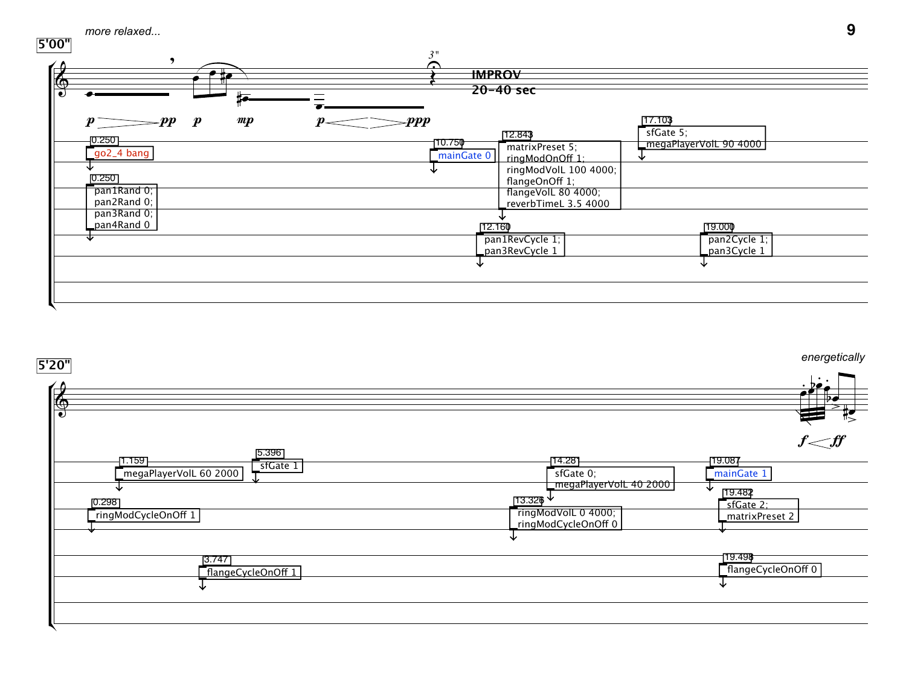*more relaxed...*

**5'00"**

*p* — *pp* *p* *mp* *p* — *ppp*

3"

**IMPROV**
**20–40 sec**

0.250
go2_4 bang

0.250
pan1Rand 0;
pan2Rand 0;
pan3Rand 0;
pan4Rand 0

10.750
mainGate 0

12.843
matrixPreset 5;
ringModOnOff 1;
ringModVolL 100 4000;
flangeOnOff 1;
flangeVolL 80 4000;
reverbTimeL 3.5 4000

12.160
pan1RevCycle 1;
pan3RevCycle 1

17.103
sfGate 5;
megaPlayerVolL 90 4000

19.000
pan2Cycle 1;
pan3Cycle 1

**5'20"**

*energetically*

*f* — *ff*

1.159
megaPlayerVolL 60 2000

0.298
ringModCycleOnOff 1

5.396
sfGate 1

3.747
flangeCycleOnOff 1

14.281
sfGate 0;
megaPlayerVolL 40 2000

13.326
ringModVolL 0 4000;
ringModCycleOnOff 0

19.087
mainGate 1

19.482
sfGate 2;
matrixPreset 2

19.498
flangeCycleOnOff 0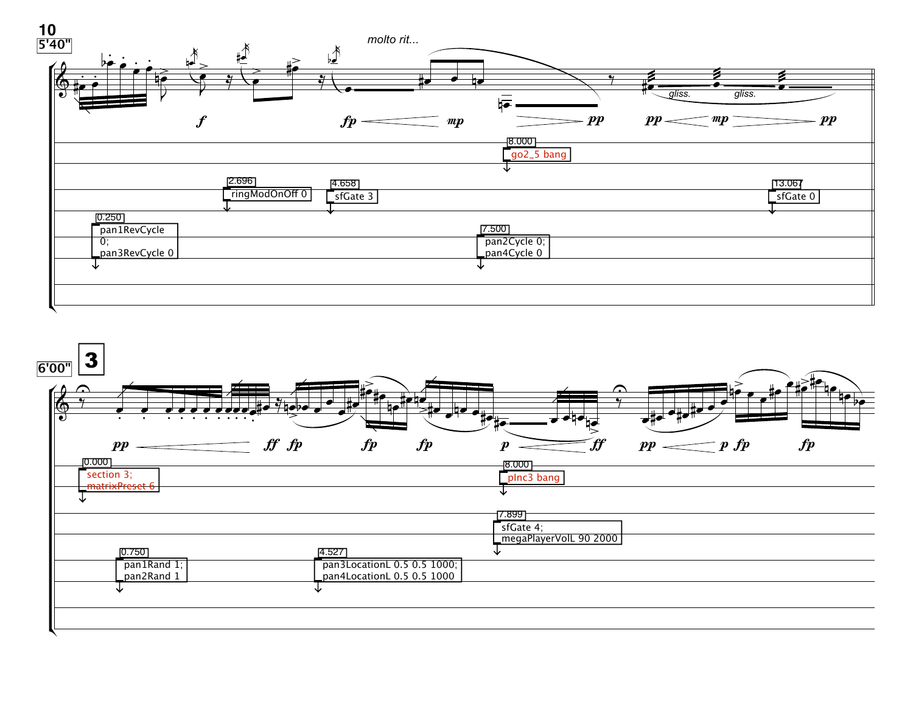5'40"

*molto rit...*

*f* *fp* *mp* *pp* *pp* *mp* *pp*

*gliss.* *gliss.*

8.000 go2_5 bang

2.696 ringModOnOff 0

4.658 sfGate 3

13.067 sfGate 0

0.250 pan1RevCycle 0; pan3RevCycle 0

7.500 pan2Cycle 0; pan4Cycle 0

6'00" **3**

*pp* *ff* *fp* *fp* *fp* *p* *ff* *pp* *p* *fp* *fp*

0.000 section 3; matrixPreset 6

8.000 pInc3 bang

7.899 sfGate 4; megaPlayerVolL 90 2000

0.750 pan1Rand 1; pan2Rand 1

4.527 pan3LocationL 0.5 0.5 1000; pan4LocationL 0.5 0.5 1000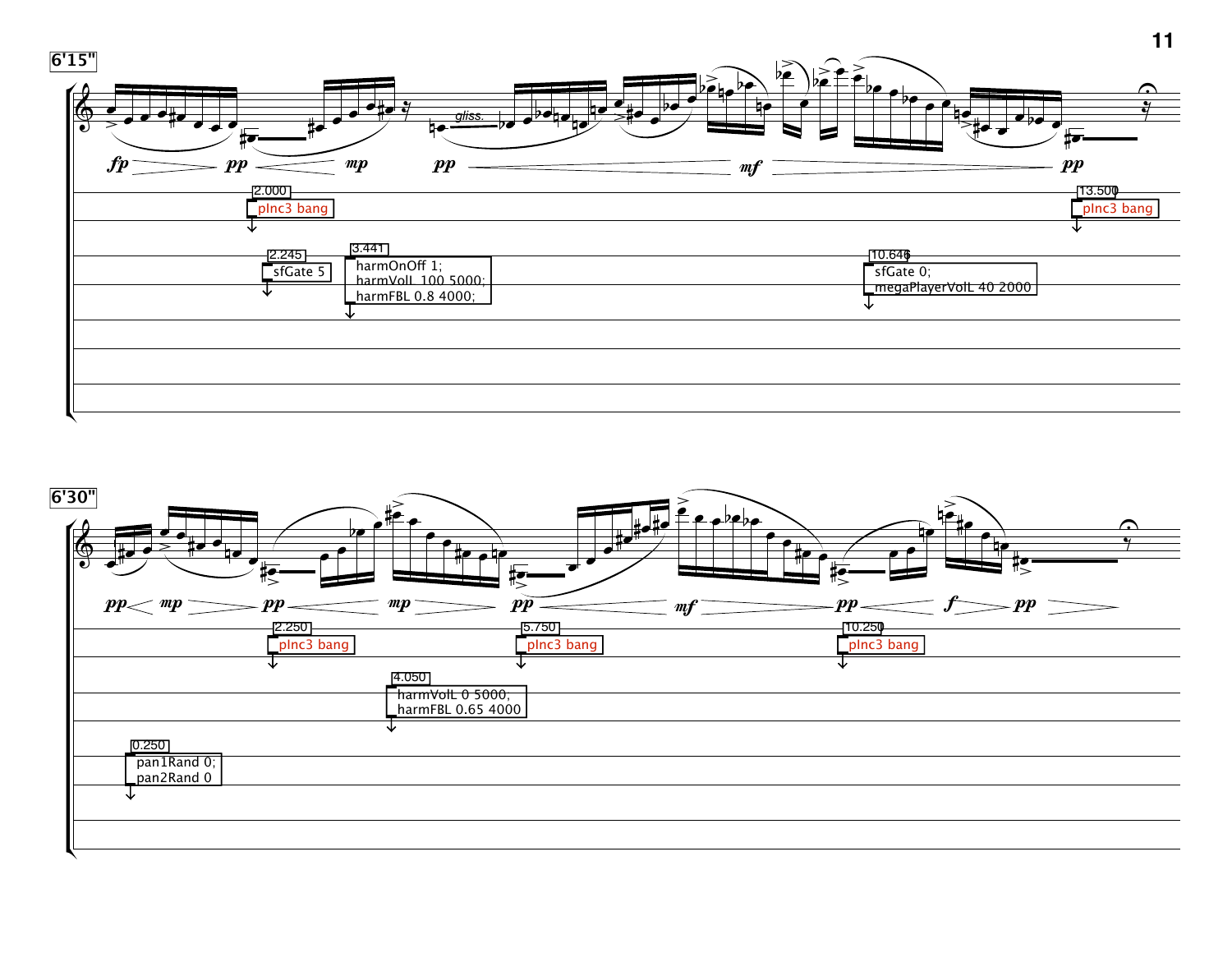6'15"

*fp* *pp* *mp* *pp* *gliss.* *mf* *pp*

2.000
pInc3 bang

13.500
pInc3 bang

2.245
sfGate 5

3.441
harmOnOff 1;
harmVolL 100 5000;
harmFBL 0.8 4000;

10.646
sfGate 0;
megaPlayerVolL 40 2000

6'30"

*pp* *mp* *pp* *mp* *pp* *mf* *pp* *f* *pp*

2.250
pInc3 bang

5.750
pInc3 bang

10.250
pInc3 bang

4.050
harmVolL 0 5000;
harmFBL 0.65 4000

0.250
pan1Rand 0;
pan2Rand 0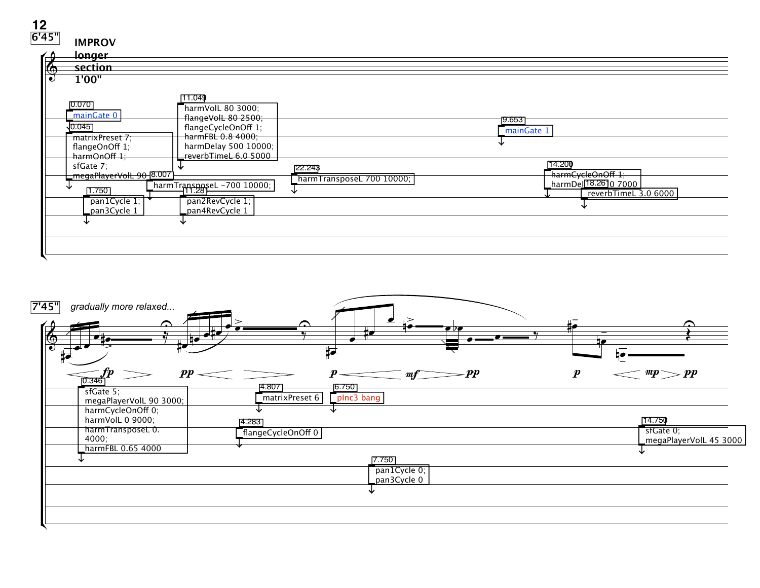**6'45"**

**IMPROV longer section 1'00"**

0.070
mainGate 0

0.045
matrixPreset 7;
flangeOnOff 1;
harmOnOff 1;
sfGate 7;
megaPlayerVolL 90

1.750
pan1Cycle 1;
pan3Cycle 1

8.007
harmTransposeL -700 10000;

11.049
harmVolL 80 3000;
flangeVolL 80 2500;
flangeCycleOnOff 1;
harmFBL 0.8 4000;
harmDelay 500 10000;
reverbTimeL 6.0 5000

11.28
pan2RevCycle 1;
pan4RevCycle 1

22.243
harmTransposeL 700 10000;

9.653
mainGate 1

14.200
harmCycleOnOff 1;
harmDel 0 7000

18.26
reverbTimeL 3.0 6000

**7'45"**

*gradually more relaxed...*

*fp* *pp* *p* *mf* *pp* *p* *mp* *pp*

0.346
sfGate 5;
megaPlayerVolL 90 3000;
harmCycleOnOff 0;
harmVolL 0 9000;
harmTransposeL 0. 4000;
harmFBL 0.65 4000

4.283
flangeCycleOnOff 0

4.807
matrixPreset 6

6.750
pInc3 bang

7.750
pan1Cycle 0;
pan3Cycle 0

14.750
sfGate 0;
megaPlayerVolL 45 3000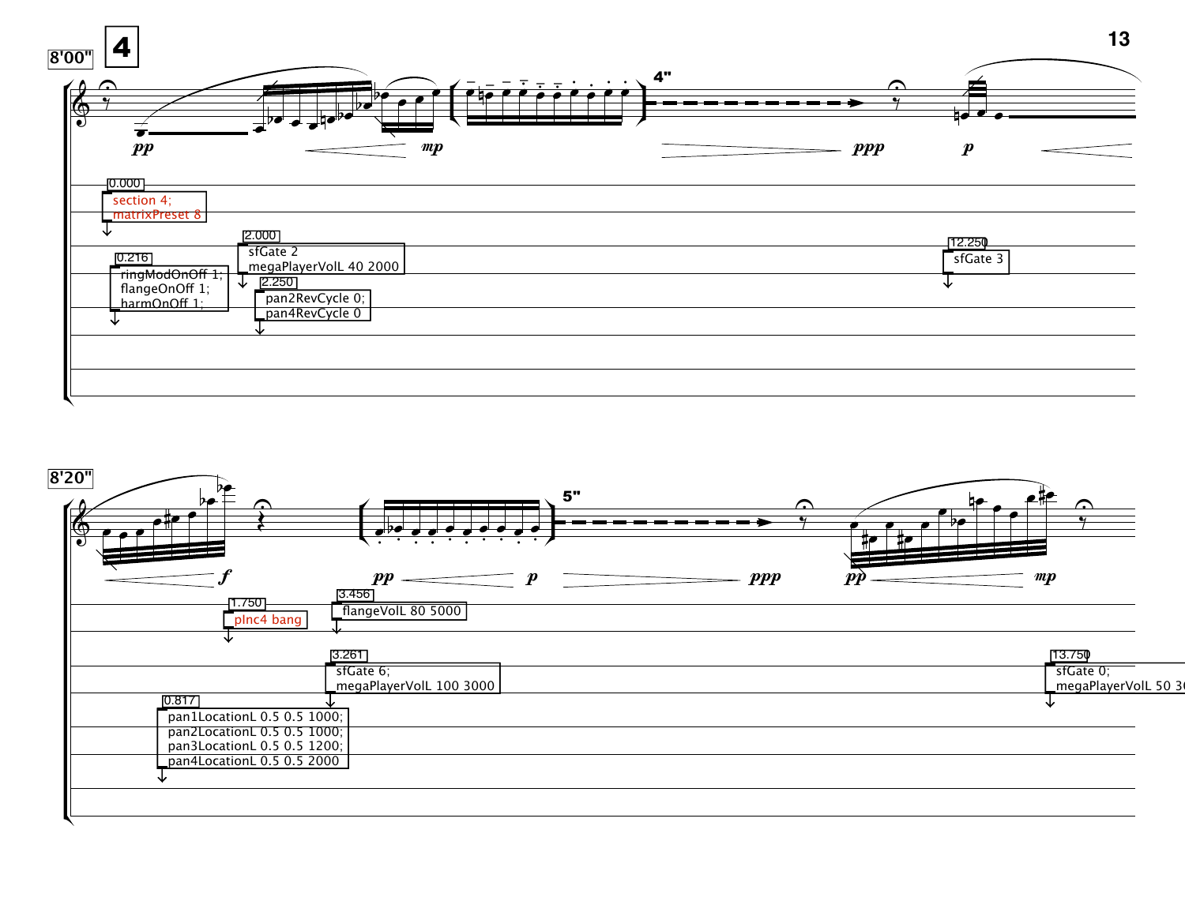8'00"

**4**

4"

0.000
section 4;
matrixPreset 8

0.216
ringModOnOff 1;
flangeOnOff 1;
harmOnOff 1;

2.000
sfGate 2
megaPlayerVolL 40 2000

2.250
pan2RevCycle 0;
pan4RevCycle 0

12.250
sfGate 3

8'20"

5"

1.750
pInc4 bang

3.456
flangeVolL 80 5000

3.261
sfGate 6;
megaPlayerVolL 100 3000

0.817
pan1LocationL 0.5 0.5 1000;
pan2LocationL 0.5 0.5 1000;
pan3LocationL 0.5 0.5 1200;
pan4LocationL 0.5 0.5 2000

13.750
sfGate 0;
megaPlayerVolL 50 3(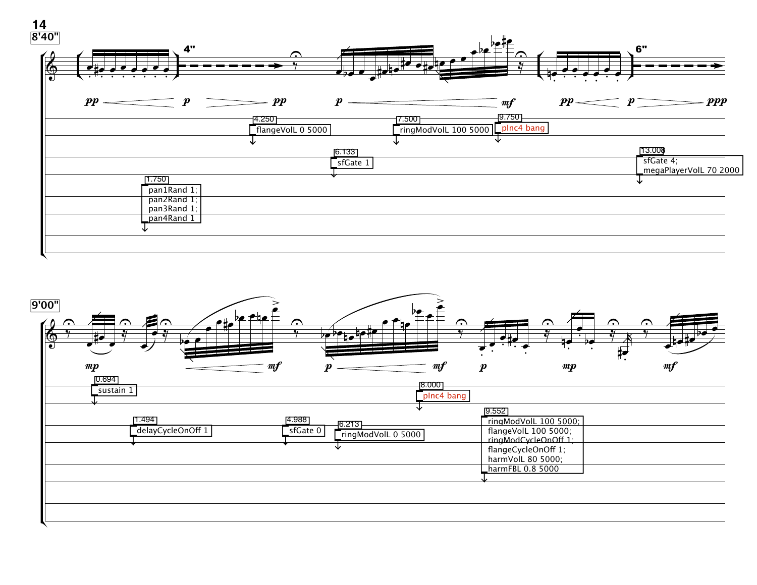8'40"

4"

6"

*pp* *p* *pp* *p* *mf* *pp* *p* *ppp*

4.250 flangeVolL 0 5000

7.500 ringModVolL 100 5000

9.750 pInc4 bang

6.133 sfGate 1

13.008 sfGate 4; megaPlayerVolL 70 2000

1.750 pan1Rand 1; pan2Rand 1; pan3Rand 1; pan4Rand 1

9'00"

*mp* *mf* *p* *mf* *p* *mp* *mf*

0.694 sustain 1

8.000 pInc4 bang

1.494 delayCycleOnOff 1

4.988 sfGate 0

6.213 ringModVolL 0 5000

9.552 ringModVolL 100 5000; flangeVolL 100 5000; ringModCycleOnOff 1; flangeCycleOnOff 1; harmVolL 80 5000; harmFBL 0.8 5000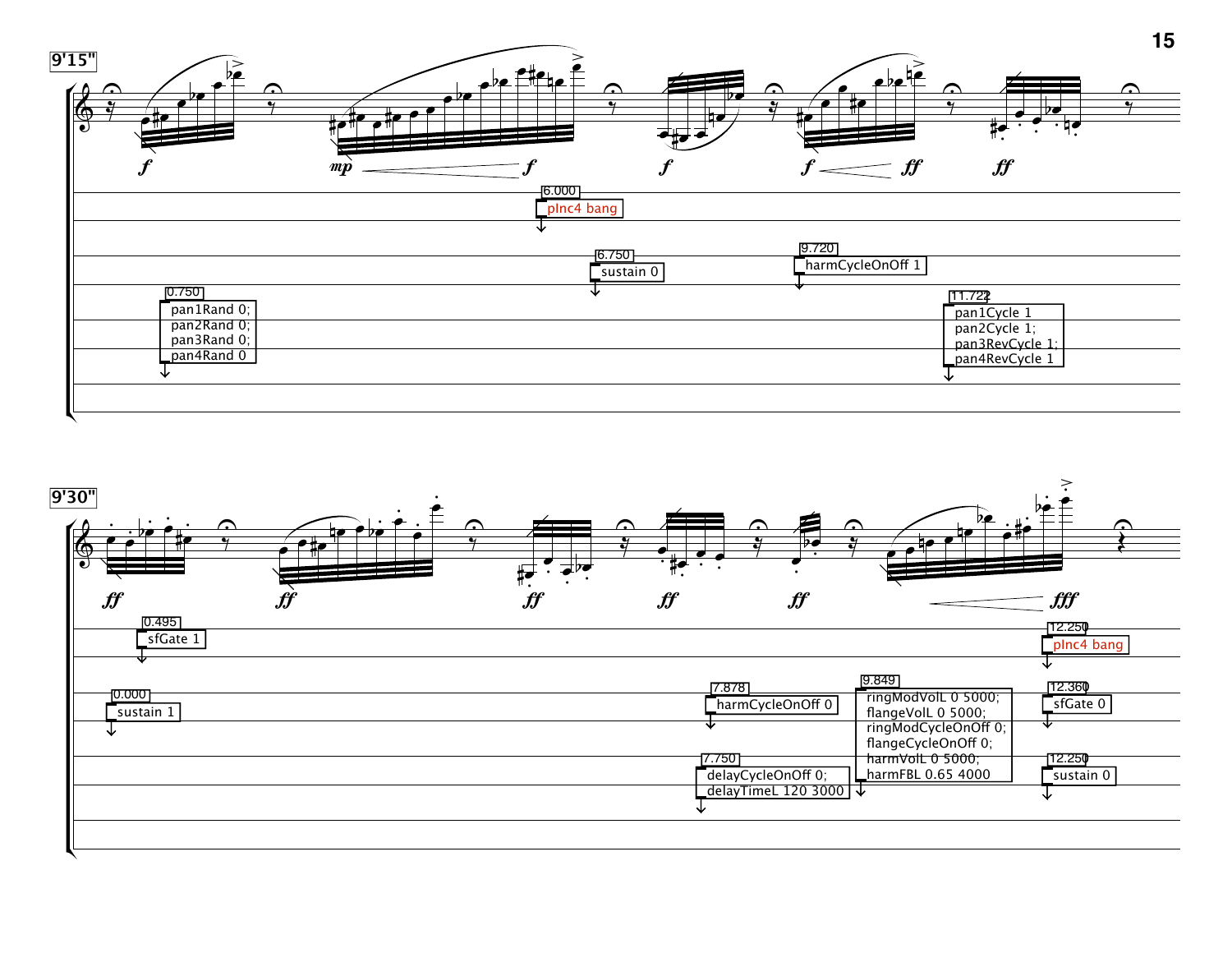9'15"

*f* *mp* *f* *f* *f* *ff* *ff*

6.000
pInc4 bang

6.750
sustain 0

9.720
harmCycleOnOff 1

0.750
pan1Rand 0;
pan2Rand 0;
pan3Rand 0;
pan4Rand 0

11.722
pan1Cycle 1
pan2Cycle 1;
pan3RevCycle 1;
pan4RevCycle 1

9'30"

*ff* *ff* *ff* *ff* *ff* *fff*

0.495
sfGate 1

12.250
pInc4 bang

0.000
sustain 1

7.878
harmCycleOnOff 0

9.849
ringModVolL 0 5000;
flangeVolL 0 5000;
ringModCycleOnOff 0;
flangeCycleOnOff 0;
harmVolL 0 5000;
harmFBL 0.65 4000

12.360
sfGate 0

7.750
delayCycleOnOff 0;
delayTimeL 120 3000

12.250
sustain 0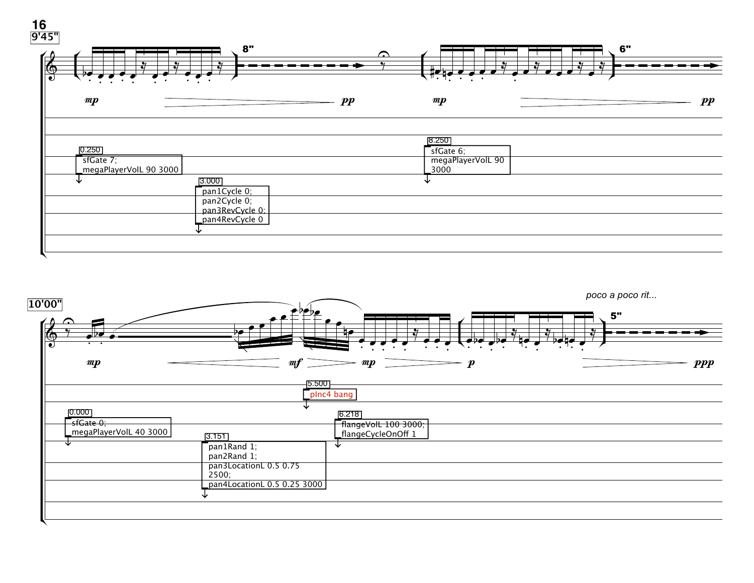9'45"

8"

6"

*mp* *pp* *mp* *pp*

0.250
sfGate 7;
megaPlayerVolL 90 3000

8.250
sfGate 6;
megaPlayerVolL 90 3000

3.000
pan1Cycle 0;
pan2Cycle 0;
pan3RevCycle 0;
pan4RevCycle 0

10'00"

*poco a poco rit...*

5"

*mp* *mf* *mp* *p* *ppp*

5.500
pInc4 bang

0.000
sfGate 0;
megaPlayerVolL 40 3000

6.218
flangeVolL 100 3000;
flangeCycleOnOff 1

3.151
pan1Rand 1;
pan2Rand 1;
pan3LocationL 0.5 0.75 2500;
pan4LocationL 0.5 0.25 3000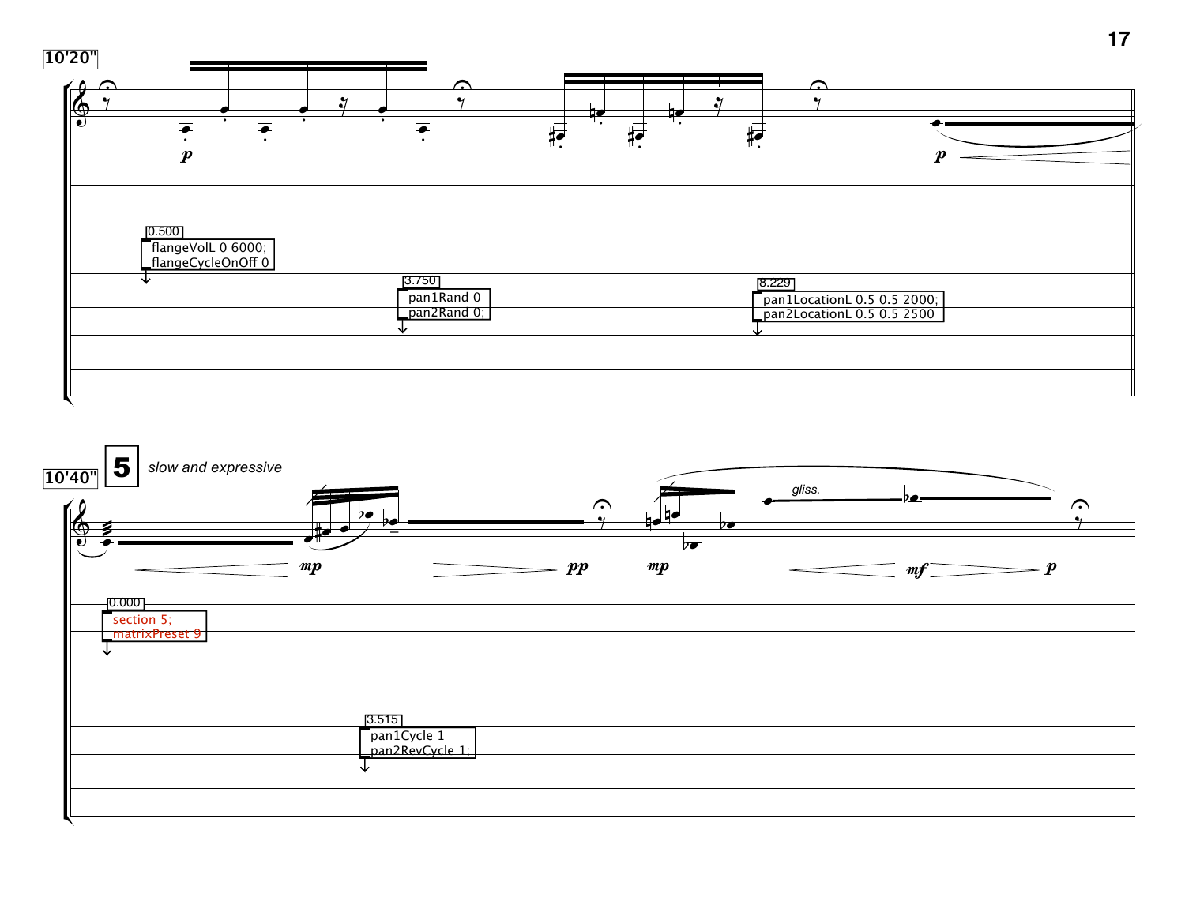10'20"

0.500
flangeVolL 0 6000;
flangeCycleOnOff 0

3.750
pan1Rand 0
pan2Rand 0;

8.229
pan1LocationL 0.5 0.5 2000;
pan2LocationL 0.5 0.5 2500

10'40" **5** *slow and expressive*

gliss.

0.000
section 5;
matrixPreset 9

3.515
pan1Cycle 1
pan2RevCycle 1;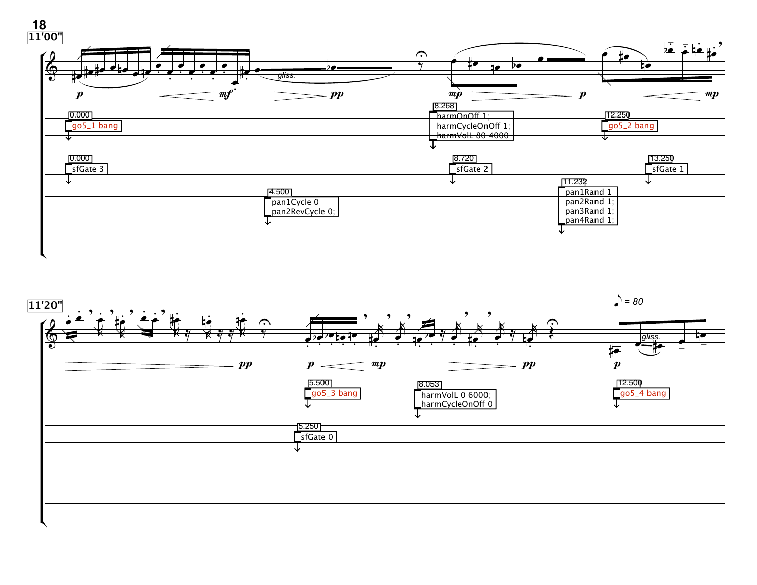**11'00"**

*p* *mf* *pp* *mp* *p* *mp*

gliss.

0.000 go5_1 bang

8.268 harmOnOff 1; harmCycleOnOff 1; harmVolL 80 4000

12.250 go5_2 bang

0.000 sfGate 3

8.720 sfGate 2

13.250 sfGate 1

11.232 pan1Rand 1 pan2Rand 1; pan3Rand 1; pan4Rand 1;

4.500 pan1Cycle 0 pan2RevCycle 0;

**11'20"**

*pp* *p* *mp* *pp* *p*

♪ = 80

gliss.

5.500 go5_3 bang

8.053 harmVolL 0 6000; harmCycleOnOff 0

12.500 go5_4 bang

5.250 sfGate 0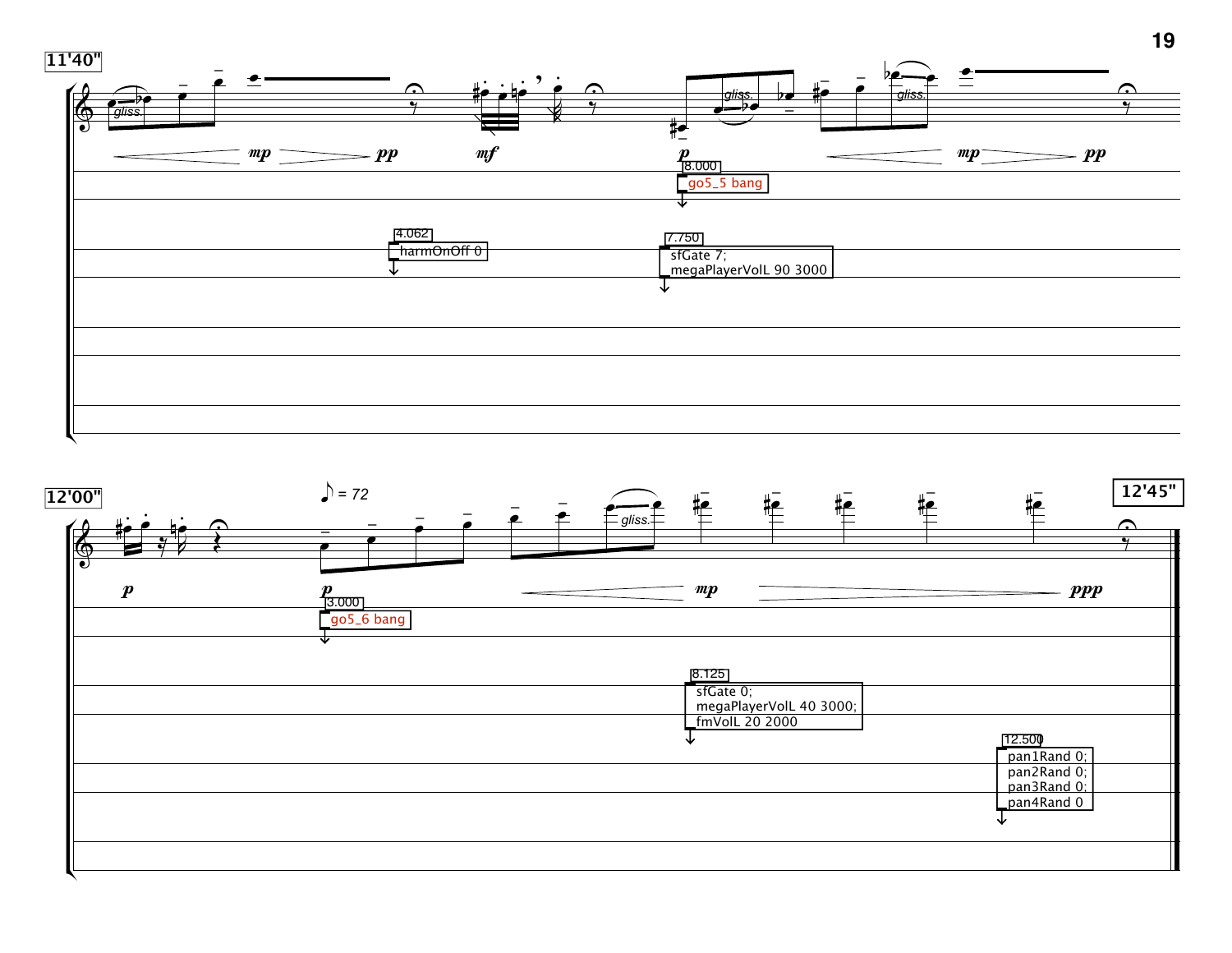11'40"

*gliss.* *mp* *pp* *mf* *p* *gliss.* *gliss.* *mp* *pp*

8.000
go5_5 bang

4.062
harmOnOff 0

7.750
sfGate 7;
megaPlayerVolL 90 3000

12'00"

♪ = 72

*p* *p* *gliss.* *mp* *ppp*

3.000
go5_6 bang

8.125
sfGate 0;
megaPlayerVolL 40 3000;
fmVolL 20 2000

12.500
pan1Rand 0;
pan2Rand 0;
pan3Rand 0;
pan4Rand 0

12'45"